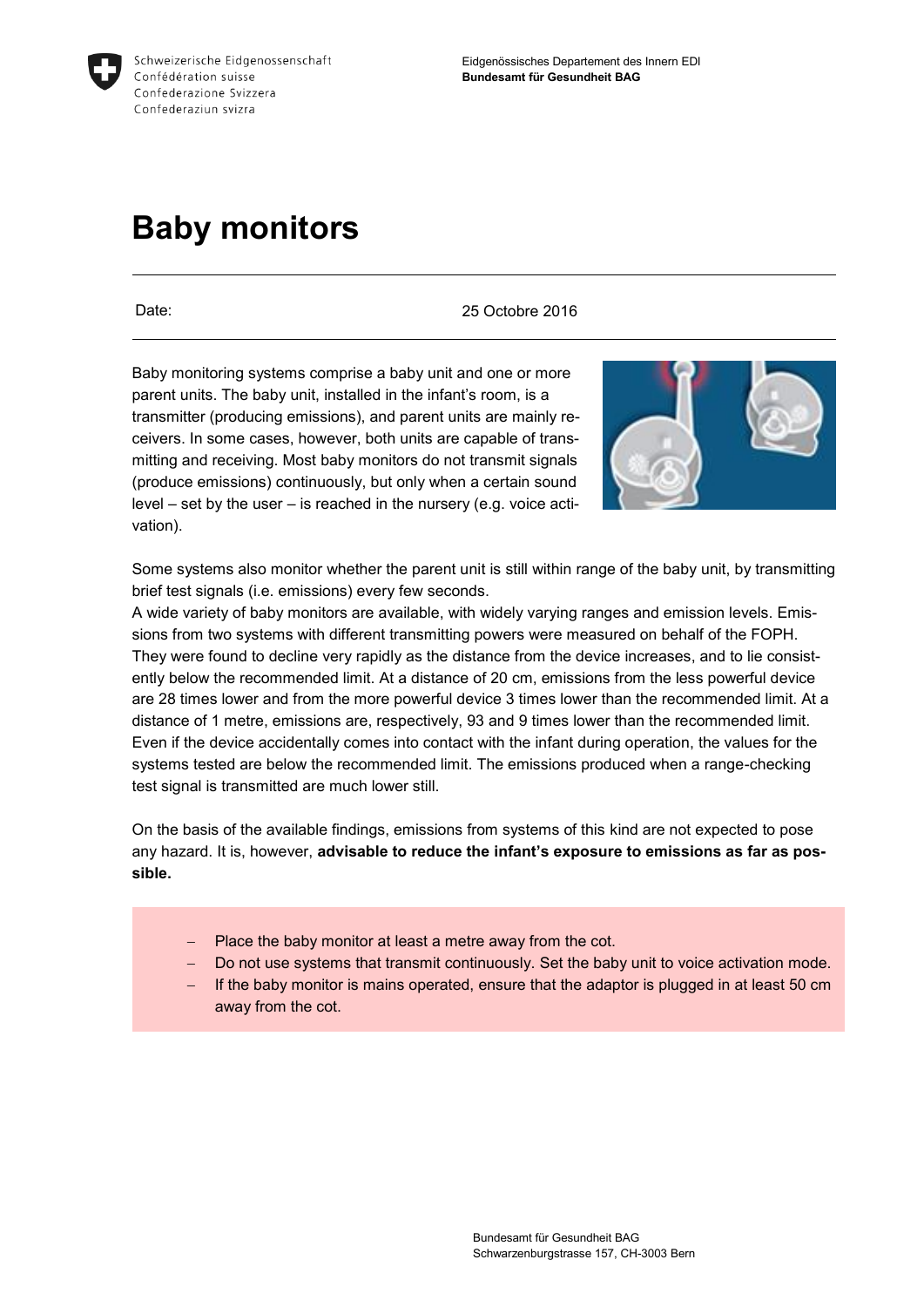Schweizerische Eidgenossenschaft
Confédération suisse
Confederazione Svizzera
Confederaziun svizra

Eidgenössisches Departement des Innern EDI
**Bundesamt für Gesundheit BAG**

# Baby monitors

Date: 25 Octobre 2016

Baby monitoring systems comprise a baby unit and one or more parent units. The baby unit, installed in the infant's room, is a transmitter (producing emissions), and parent units are mainly receivers. In some cases, however, both units are capable of transmitting and receiving. Most baby monitors do not transmit signals (produce emissions) continuously, but only when a certain sound level – set by the user – is reached in the nursery (e.g. voice activation).

Some systems also monitor whether the parent unit is still within range of the baby unit, by transmitting brief test signals (i.e. emissions) every few seconds.
A wide variety of baby monitors are available, with widely varying ranges and emission levels. Emissions from two systems with different transmitting powers were measured on behalf of the FOPH. They were found to decline very rapidly as the distance from the device increases, and to lie consistently below the recommended limit. At a distance of 20 cm, emissions from the less powerful device are 28 times lower and from the more powerful device 3 times lower than the recommended limit. At a distance of 1 metre, emissions are, respectively, 93 and 9 times lower than the recommended limit. Even if the device accidentally comes into contact with the infant during operation, the values for the systems tested are below the recommended limit. The emissions produced when a range-checking test signal is transmitted are much lower still.

On the basis of the available findings, emissions from systems of this kind are not expected to pose any hazard. It is, however, **advisable to reduce the infant's exposure to emissions as far as possible.**

- Place the baby monitor at least a metre away from the cot.
- Do not use systems that transmit continuously. Set the baby unit to voice activation mode.
- If the baby monitor is mains operated, ensure that the adaptor is plugged in at least 50 cm away from the cot.

Bundesamt für Gesundheit BAG
Schwarzenburgstrasse 157, CH-3003 Bern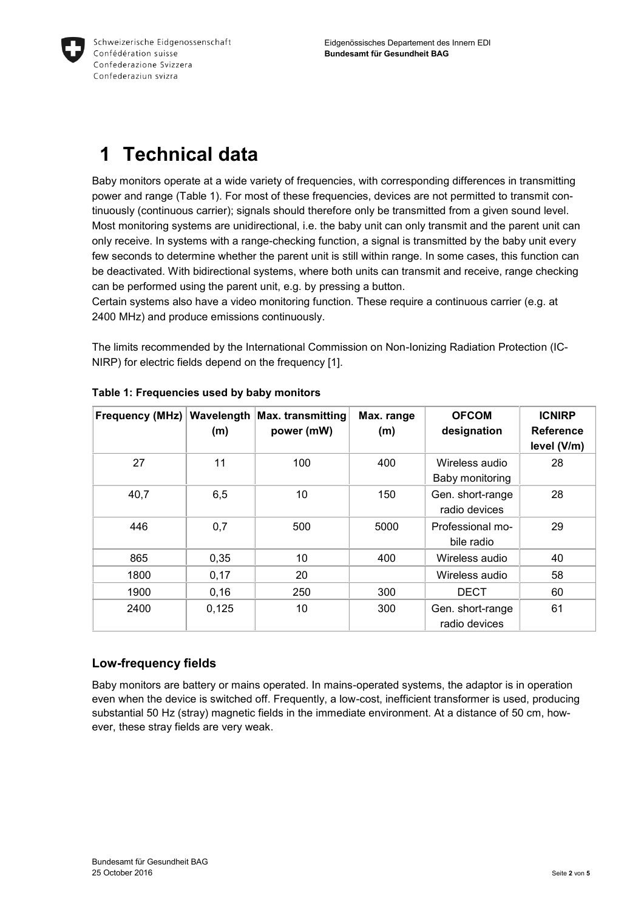# 1 Technical data

Baby monitors operate at a wide variety of frequencies, with corresponding differences in transmitting power and range (Table 1). For most of these frequencies, devices are not permitted to transmit continuously (continuous carrier); signals should therefore only be transmitted from a given sound level. Most monitoring systems are unidirectional, i.e. the baby unit can only transmit and the parent unit can only receive. In systems with a range-checking function, a signal is transmitted by the baby unit every few seconds to determine whether the parent unit is still within range. In some cases, this function can be deactivated. With bidirectional systems, where both units can transmit and receive, range checking can be performed using the parent unit, e.g. by pressing a button.
Certain systems also have a video monitoring function. These require a continuous carrier (e.g. at 2400 MHz) and produce emissions continuously.

The limits recommended by the International Commission on Non-Ionizing Radiation Protection (ICNIRP) for electric fields depend on the frequency [1].

**Table 1: Frequencies used by baby monitors**

| Frequency (MHz) | Wavelength (m) | Max. transmitting power (mW) | Max. range (m) | OFCOM designation | ICNIRP Reference level (V/m) |
|---|---|---|---|---|---|
| 27 | 11 | 100 | 400 | Wireless audio Baby monitoring | 28 |
| 40,7 | 6,5 | 10 | 150 | Gen. short-range radio devices | 28 |
| 446 | 0,7 | 500 | 5000 | Professional mobile radio | 29 |
| 865 | 0,35 | 10 | 400 | Wireless audio | 40 |
| 1800 | 0,17 | 20 | | Wireless audio | 58 |
| 1900 | 0,16 | 250 | 300 | DECT | 60 |
| 2400 | 0,125 | 10 | 300 | Gen. short-range radio devices | 61 |

## Low-frequency fields

Baby monitors are battery or mains operated. In mains-operated systems, the adaptor is in operation even when the device is switched off. Frequently, a low-cost, inefficient transformer is used, producing substantial 50 Hz (stray) magnetic fields in the immediate environment. At a distance of 50 cm, however, these stray fields are very weak.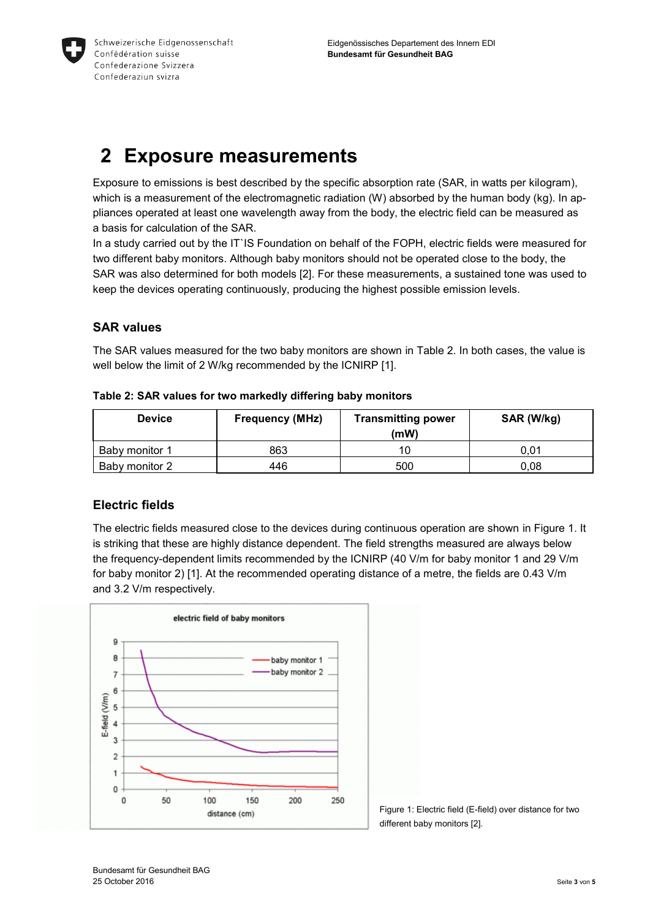# 2 Exposure measurements

Exposure to emissions is best described by the specific absorption rate (SAR, in watts per kilogram), which is a measurement of the electromagnetic radiation (W) absorbed by the human body (kg). In appliances operated at least one wavelength away from the body, the electric field can be measured as a basis for calculation of the SAR.
In a study carried out by the IT`IS Foundation on behalf of the FOPH, electric fields were measured for two different baby monitors. Although baby monitors should not be operated close to the body, the SAR was also determined for both models [2]. For these measurements, a sustained tone was used to keep the devices operating continuously, producing the highest possible emission levels.

## SAR values

The SAR values measured for the two baby monitors are shown in Table 2. In both cases, the value is well below the limit of 2 W/kg recommended by the ICNIRP [1].

**Table 2: SAR values for two markedly differing baby monitors**

| Device | Frequency (MHz) | Transmitting power (mW) | SAR (W/kg) |
|---|---|---|---|
| Baby monitor 1 | 863 | 10 | 0,01 |
| Baby monitor 2 | 446 | 500 | 0,08 |

## Electric fields

The electric fields measured close to the devices during continuous operation are shown in Figure 1. It is striking that these are highly distance dependent. The field strengths measured are always below the frequency-dependent limits recommended by the ICNIRP (40 V/m for baby monitor 1 and 29 V/m for baby monitor 2) [1]. At the recommended operating distance of a metre, the fields are 0.43 V/m and 3.2 V/m respectively.

Figure 1: Electric field (E-field) over distance for two different baby monitors [2].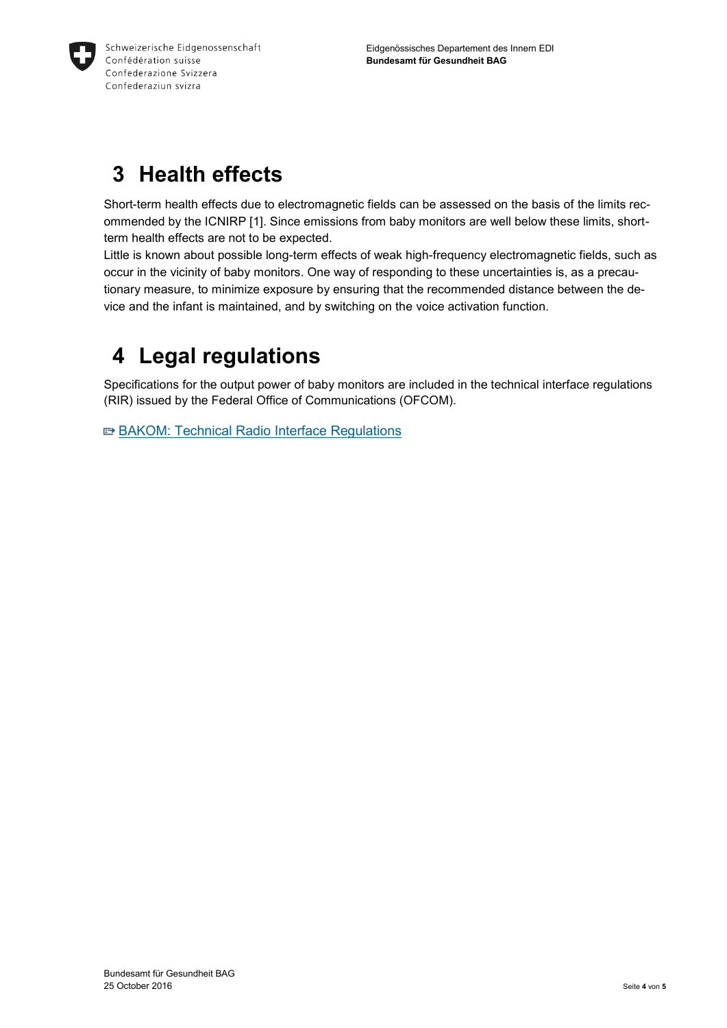# 3 Health effects

Short-term health effects due to electromagnetic fields can be assessed on the basis of the limits recommended by the ICNIRP [1]. Since emissions from baby monitors are well below these limits, short-term health effects are not to be expected.

Little is known about possible long-term effects of weak high-frequency electromagnetic fields, such as occur in the vicinity of baby monitors. One way of responding to these uncertainties is, as a precautionary measure, to minimize exposure by ensuring that the recommended distance between the device and the infant is maintained, and by switching on the voice activation function.

# 4 Legal regulations

Specifications for the output power of baby monitors are included in the technical interface regulations (RIR) issued by the Federal Office of Communications (OFCOM).

BAKOM: Technical Radio Interface Regulations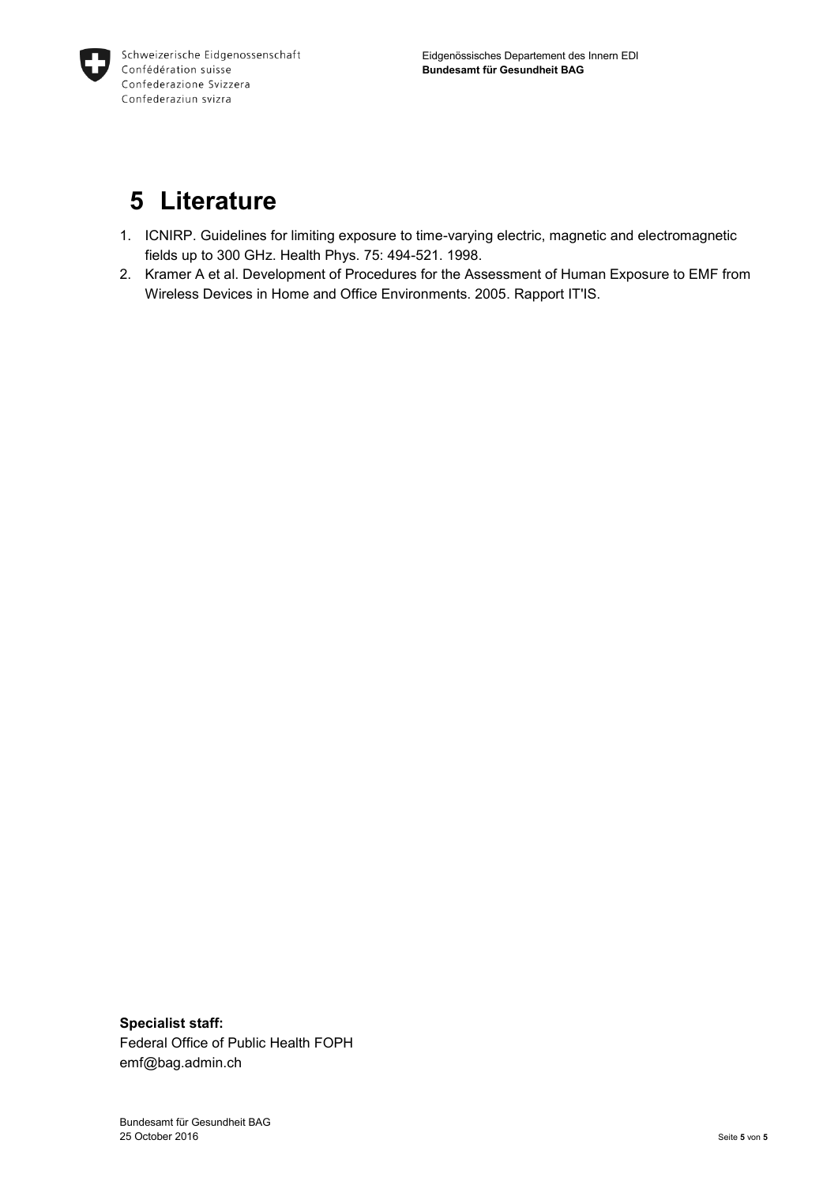# 5 Literature

1. ICNIRP. Guidelines for limiting exposure to time-varying electric, magnetic and electromagnetic fields up to 300 GHz. Health Phys. 75: 494-521. 1998.
2. Kramer A et al. Development of Procedures for the Assessment of Human Exposure to EMF from Wireless Devices in Home and Office Environments. 2005. Rapport IT'IS.

**Specialist staff:**
Federal Office of Public Health FOPH
emf@bag.admin.ch